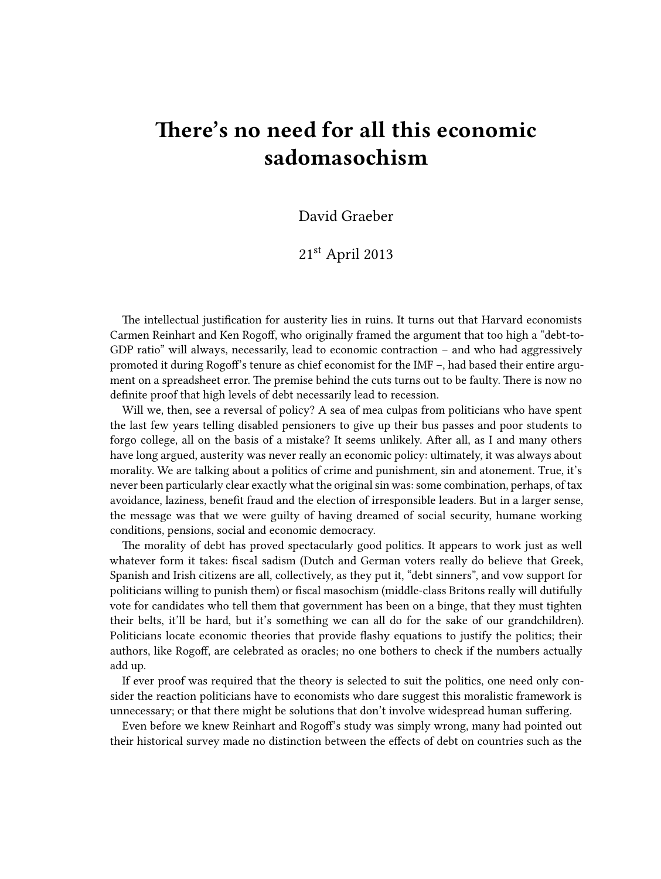# There's no need for all this economic sadomasochism

David Graeber

21st April 2013

The intellectual justification for austerity lies in ruins. It turns out that Harvard economists Carmen Reinhart and Ken Rogoff, who originally framed the argument that too high a "debt-to-GDP ratio" will always, necessarily, lead to economic contraction – and who had aggressively promoted it during Rogoff's tenure as chief economist for the IMF –, had based their entire argument on a spreadsheet error. The premise behind the cuts turns out to be faulty. There is now no definite proof that high levels of debt necessarily lead to recession.

Will we, then, see a reversal of policy? A sea of mea culpas from politicians who have spent the last few years telling disabled pensioners to give up their bus passes and poor students to forgo college, all on the basis of a mistake? It seems unlikely. After all, as I and many others have long argued, austerity was never really an economic policy: ultimately, it was always about morality. We are talking about a politics of crime and punishment, sin and atonement. True, it's never been particularly clear exactly what the original sin was: some combination, perhaps, of tax avoidance, laziness, benefit fraud and the election of irresponsible leaders. But in a larger sense, the message was that we were guilty of having dreamed of social security, humane working conditions, pensions, social and economic democracy.

The morality of debt has proved spectacularly good politics. It appears to work just as well whatever form it takes: fiscal sadism (Dutch and German voters really do believe that Greek, Spanish and Irish citizens are all, collectively, as they put it, "debt sinners", and vow support for politicians willing to punish them) or fiscal masochism (middle-class Britons really will dutifully vote for candidates who tell them that government has been on a binge, that they must tighten their belts, it'll be hard, but it's something we can all do for the sake of our grandchildren). Politicians locate economic theories that provide flashy equations to justify the politics; their authors, like Rogoff, are celebrated as oracles; no one bothers to check if the numbers actually add up.

If ever proof was required that the theory is selected to suit the politics, one need only consider the reaction politicians have to economists who dare suggest this moralistic framework is unnecessary; or that there might be solutions that don't involve widespread human suffering.

Even before we knew Reinhart and Rogoff's study was simply wrong, many had pointed out their historical survey made no distinction between the effects of debt on countries such as the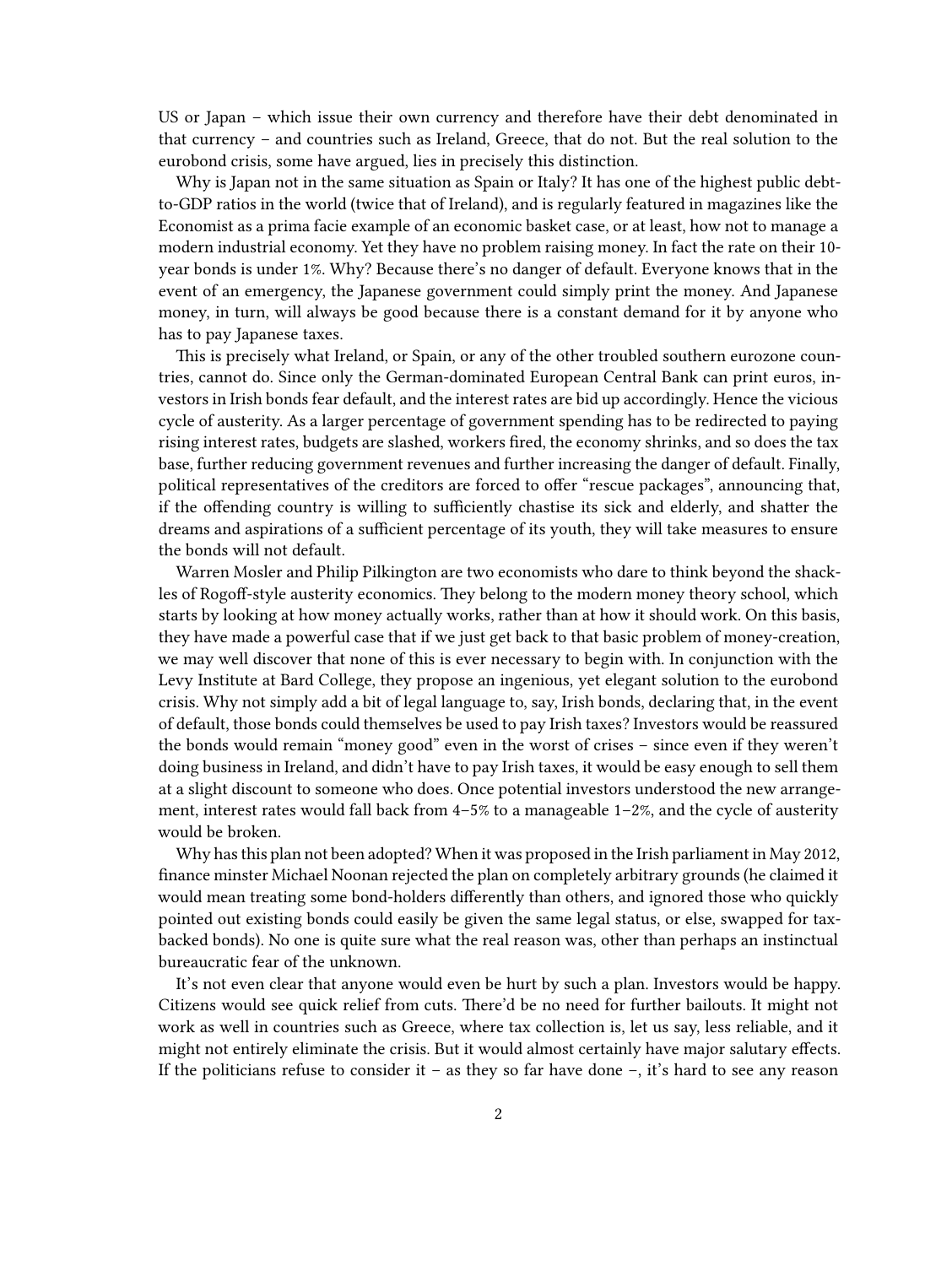US or Japan – which issue their own currency and therefore have their debt denominated in that currency – and countries such as Ireland, Greece, that do not. But the real solution to the eurobond crisis, some have argued, lies in precisely this distinction.

Why is Japan not in the same situation as Spain or Italy? It has one of the highest public debt-to-GDP ratios in the world (twice that of Ireland), and is regularly featured in magazines like the Economist as a prima facie example of an economic basket case, or at least, how not to manage a modern industrial economy. Yet they have no problem raising money. In fact the rate on their 10-year bonds is under 1%. Why? Because there's no danger of default. Everyone knows that in the event of an emergency, the Japanese government could simply print the money. And Japanese money, in turn, will always be good because there is a constant demand for it by anyone who has to pay Japanese taxes.

This is precisely what Ireland, or Spain, or any of the other troubled southern eurozone countries, cannot do. Since only the German-dominated European Central Bank can print euros, investors in Irish bonds fear default, and the interest rates are bid up accordingly. Hence the vicious cycle of austerity. As a larger percentage of government spending has to be redirected to paying rising interest rates, budgets are slashed, workers fired, the economy shrinks, and so does the tax base, further reducing government revenues and further increasing the danger of default. Finally, political representatives of the creditors are forced to offer "rescue packages", announcing that, if the offending country is willing to sufficiently chastise its sick and elderly, and shatter the dreams and aspirations of a sufficient percentage of its youth, they will take measures to ensure the bonds will not default.

Warren Mosler and Philip Pilkington are two economists who dare to think beyond the shackles of Rogoff-style austerity economics. They belong to the modern money theory school, which starts by looking at how money actually works, rather than at how it should work. On this basis, they have made a powerful case that if we just get back to that basic problem of money-creation, we may well discover that none of this is ever necessary to begin with. In conjunction with the Levy Institute at Bard College, they propose an ingenious, yet elegant solution to the eurobond crisis. Why not simply add a bit of legal language to, say, Irish bonds, declaring that, in the event of default, those bonds could themselves be used to pay Irish taxes? Investors would be reassured the bonds would remain "money good" even in the worst of crises – since even if they weren't doing business in Ireland, and didn't have to pay Irish taxes, it would be easy enough to sell them at a slight discount to someone who does. Once potential investors understood the new arrangement, interest rates would fall back from 4–5% to a manageable 1–2%, and the cycle of austerity would be broken.

Why has this plan not been adopted? When it was proposed in the Irish parliament in May 2012, finance minster Michael Noonan rejected the plan on completely arbitrary grounds (he claimed it would mean treating some bond-holders differently than others, and ignored those who quickly pointed out existing bonds could easily be given the same legal status, or else, swapped for tax-backed bonds). No one is quite sure what the real reason was, other than perhaps an instinctual bureaucratic fear of the unknown.

It's not even clear that anyone would even be hurt by such a plan. Investors would be happy. Citizens would see quick relief from cuts. There'd be no need for further bailouts. It might not work as well in countries such as Greece, where tax collection is, let us say, less reliable, and it might not entirely eliminate the crisis. But it would almost certainly have major salutary effects. If the politicians refuse to consider it – as they so far have done –, it's hard to see any reason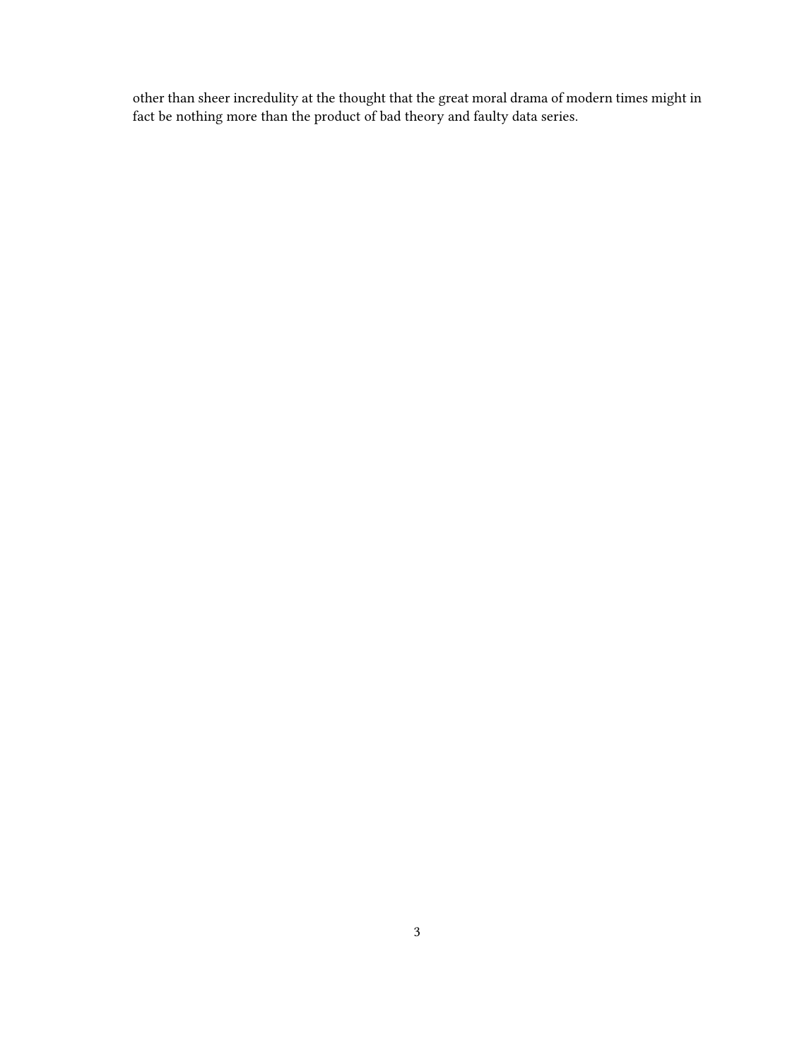other than sheer incredulity at the thought that the great moral drama of modern times might in fact be nothing more than the product of bad theory and faulty data series.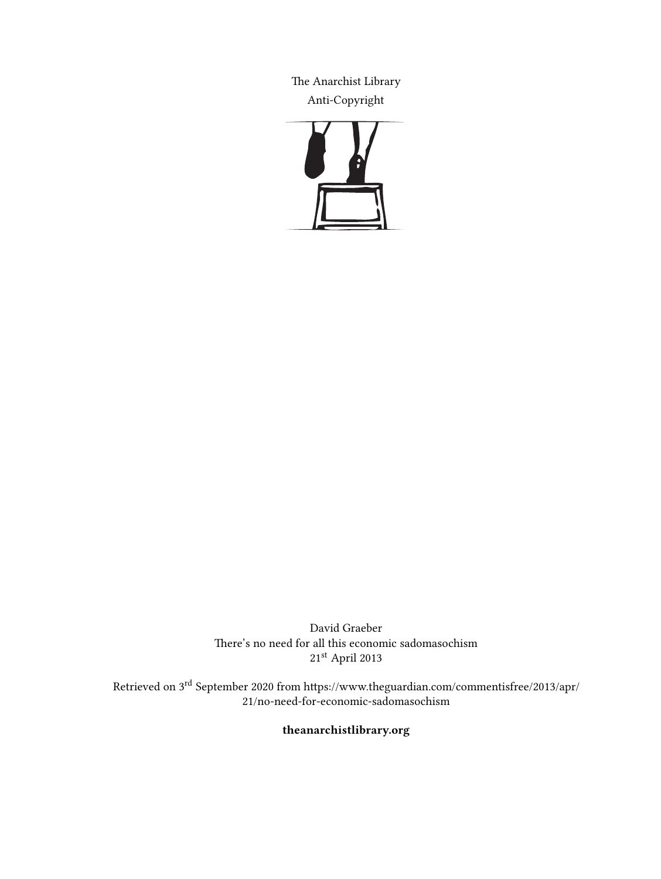The Anarchist Library
Anti-Copyright

David Graeber
There's no need for all this economic sadomasochism
21st April 2013

Retrieved on 3rd September 2020 from https://www.theguardian.com/commentisfree/2013/apr/21/no-need-for-economic-sadomasochism

**theanarchistlibrary.org**